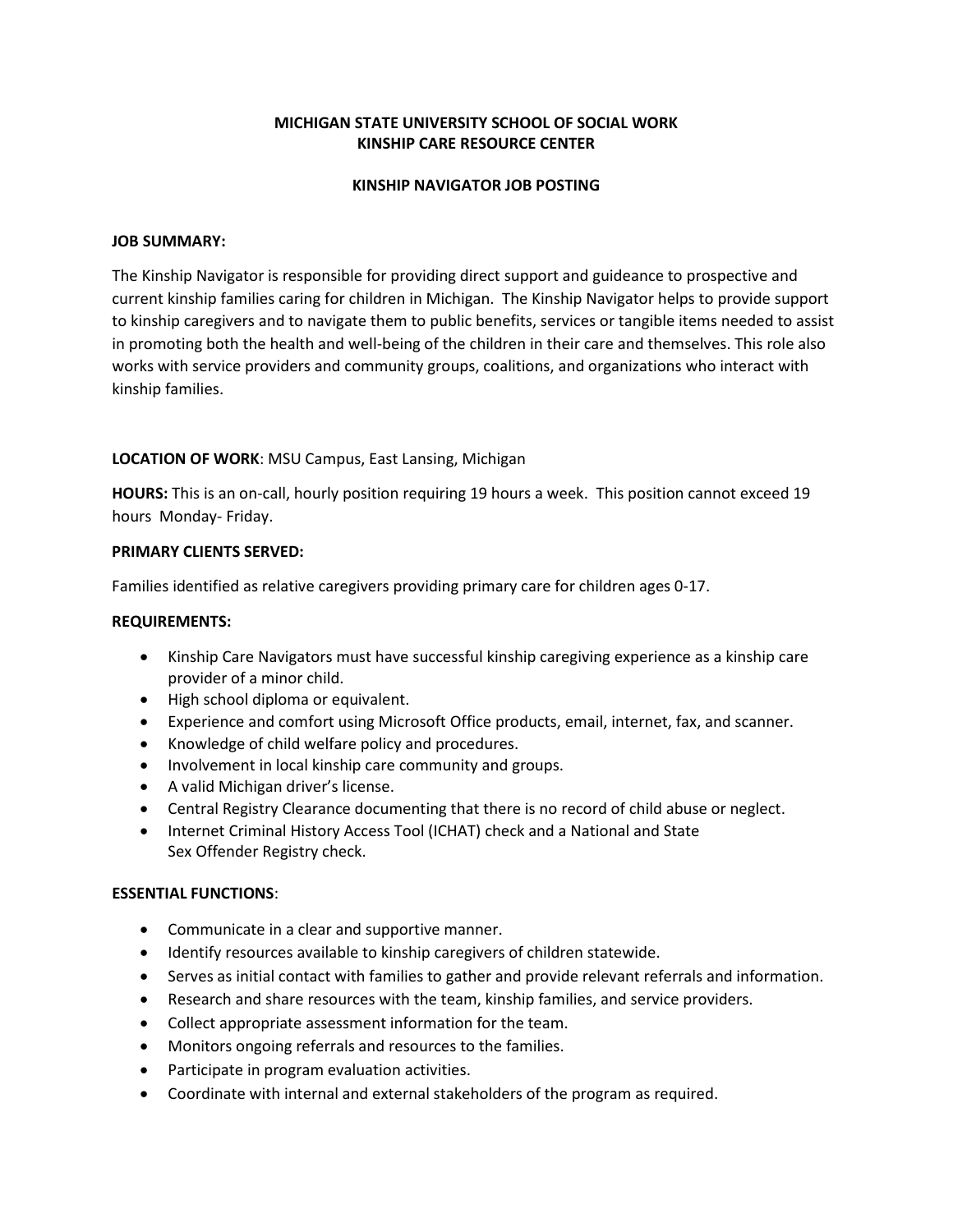**MICHIGAN STATE UNIVERSITY SCHOOL OF SOCIAL WORK**
**KINSHIP CARE RESOURCE CENTER**

**KINSHIP NAVIGATOR JOB POSTING**

**JOB SUMMARY:**

The Kinship Navigator is responsible for providing direct support and guideance to prospective and current kinship families caring for children in Michigan. The Kinship Navigator helps to provide support to kinship caregivers and to navigate them to public benefits, services or tangible items needed to assist in promoting both the health and well-being of the children in their care and themselves. This role also works with service providers and community groups, coalitions, and organizations who interact with kinship families.

**LOCATION OF WORK**: MSU Campus, East Lansing, Michigan

**HOURS:** This is an on-call, hourly position requiring 19 hours a week. This position cannot exceed 19 hours Monday- Friday.

**PRIMARY CLIENTS SERVED:**

Families identified as relative caregivers providing primary care for children ages 0-17.

**REQUIREMENTS:**

- Kinship Care Navigators must have successful kinship caregiving experience as a kinship care provider of a minor child.
- High school diploma or equivalent.
- Experience and comfort using Microsoft Office products, email, internet, fax, and scanner.
- Knowledge of child welfare policy and procedures.
- Involvement in local kinship care community and groups.
- A valid Michigan driver's license.
- Central Registry Clearance documenting that there is no record of child abuse or neglect.
- Internet Criminal History Access Tool (ICHAT) check and a National and State Sex Offender Registry check.

**ESSENTIAL FUNCTIONS**:

- Communicate in a clear and supportive manner.
- Identify resources available to kinship caregivers of children statewide.
- Serves as initial contact with families to gather and provide relevant referrals and information.
- Research and share resources with the team, kinship families, and service providers.
- Collect appropriate assessment information for the team.
- Monitors ongoing referrals and resources to the families.
- Participate in program evaluation activities.
- Coordinate with internal and external stakeholders of the program as required.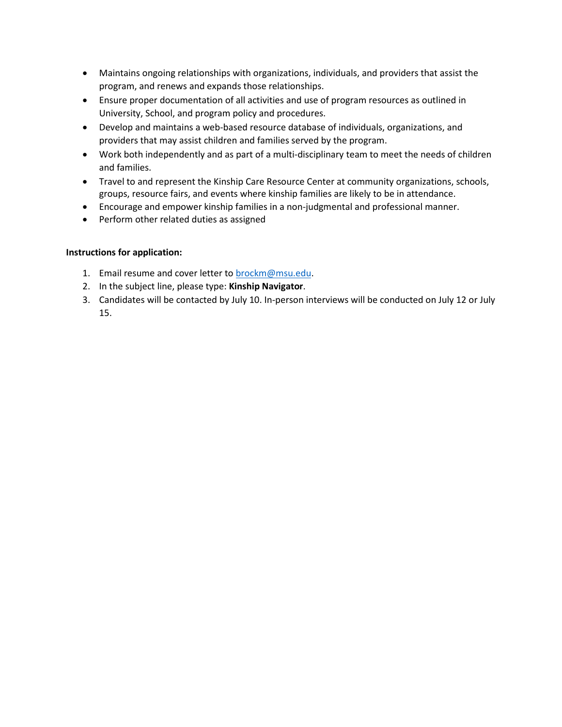- Maintains ongoing relationships with organizations, individuals, and providers that assist the program, and renews and expands those relationships.
- Ensure proper documentation of all activities and use of program resources as outlined in University, School, and program policy and procedures.
- Develop and maintains a web-based resource database of individuals, organizations, and providers that may assist children and families served by the program.
- Work both independently and as part of a multi-disciplinary team to meet the needs of children and families.
- Travel to and represent the Kinship Care Resource Center at community organizations, schools, groups, resource fairs, and events where kinship families are likely to be in attendance.
- Encourage and empower kinship families in a non-judgmental and professional manner.
- Perform other related duties as assigned

**Instructions for application:**

1. Email resume and cover letter to brockm@msu.edu.
2. In the subject line, please type: **Kinship Navigator**.
3. Candidates will be contacted by July 10. In-person interviews will be conducted on July 12 or July 15.